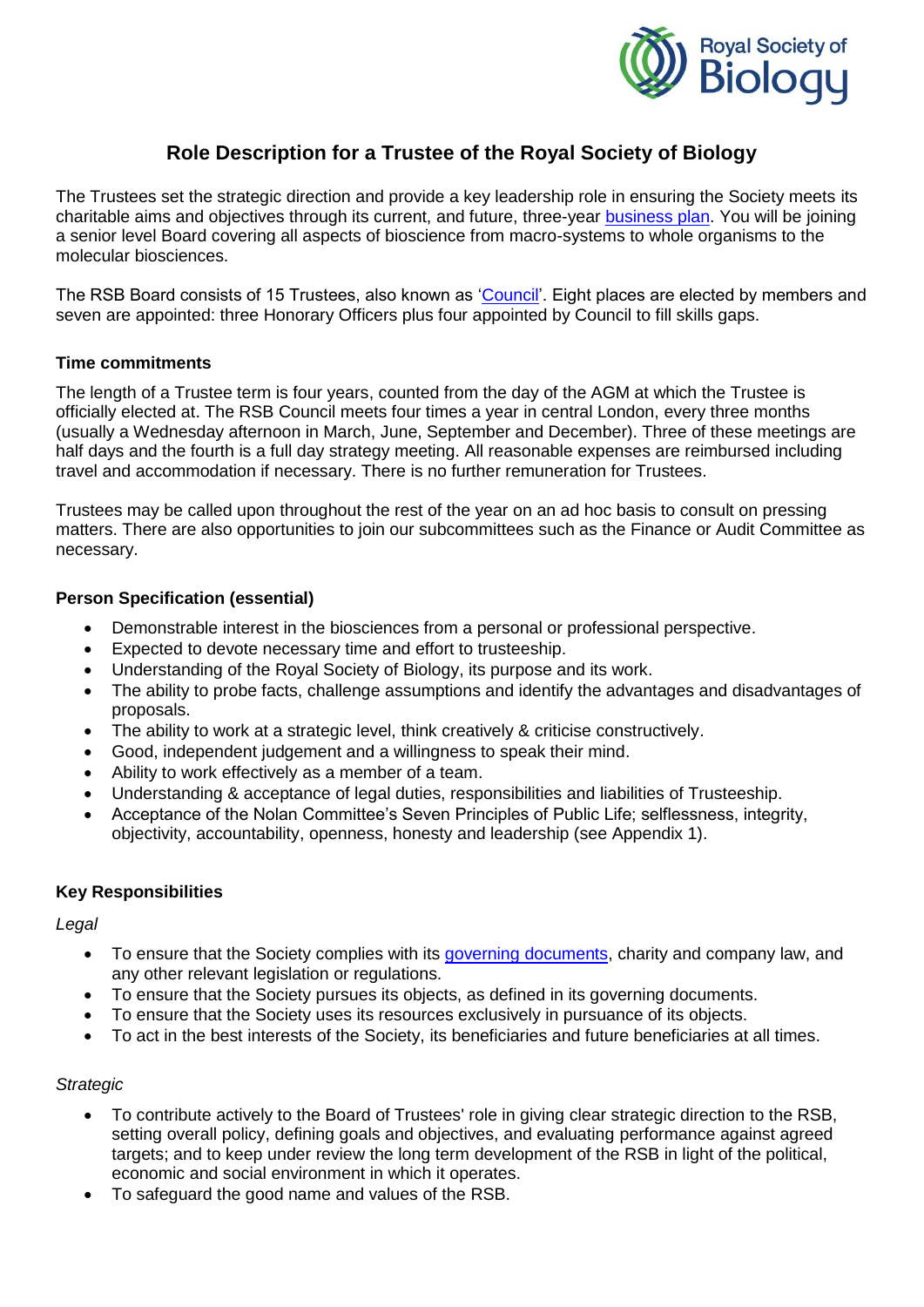# Role Description for a Trustee of the Royal Society of Biology

The Trustees set the strategic direction and provide a key leadership role in ensuring the Society meets its charitable aims and objectives through its current, and future, three-year business plan. You will be joining a senior level Board covering all aspects of bioscience from macro-systems to whole organisms to the molecular biosciences.

The RSB Board consists of 15 Trustees, also known as 'Council'. Eight places are elected by members and seven are appointed: three Honorary Officers plus four appointed by Council to fill skills gaps.

### Time commitments

The length of a Trustee term is four years, counted from the day of the AGM at which the Trustee is officially elected at. The RSB Council meets four times a year in central London, every three months (usually a Wednesday afternoon in March, June, September and December). Three of these meetings are half days and the fourth is a full day strategy meeting. All reasonable expenses are reimbursed including travel and accommodation if necessary. There is no further remuneration for Trustees.

Trustees may be called upon throughout the rest of the year on an ad hoc basis to consult on pressing matters. There are also opportunities to join our subcommittees such as the Finance or Audit Committee as necessary.

### Person Specification (essential)

- Demonstrable interest in the biosciences from a personal or professional perspective.
- Expected to devote necessary time and effort to trusteeship.
- Understanding of the Royal Society of Biology, its purpose and its work.
- The ability to probe facts, challenge assumptions and identify the advantages and disadvantages of proposals.
- The ability to work at a strategic level, think creatively & criticise constructively.
- Good, independent judgement and a willingness to speak their mind.
- Ability to work effectively as a member of a team.
- Understanding & acceptance of legal duties, responsibilities and liabilities of Trusteeship.
- Acceptance of the Nolan Committee's Seven Principles of Public Life; selflessness, integrity, objectivity, accountability, openness, honesty and leadership (see Appendix 1).

### Key Responsibilities

*Legal*

- To ensure that the Society complies with its governing documents, charity and company law, and any other relevant legislation or regulations.
- To ensure that the Society pursues its objects, as defined in its governing documents.
- To ensure that the Society uses its resources exclusively in pursuance of its objects.
- To act in the best interests of the Society, its beneficiaries and future beneficiaries at all times.

*Strategic*

- To contribute actively to the Board of Trustees' role in giving clear strategic direction to the RSB, setting overall policy, defining goals and objectives, and evaluating performance against agreed targets; and to keep under review the long term development of the RSB in light of the political, economic and social environment in which it operates.
- To safeguard the good name and values of the RSB.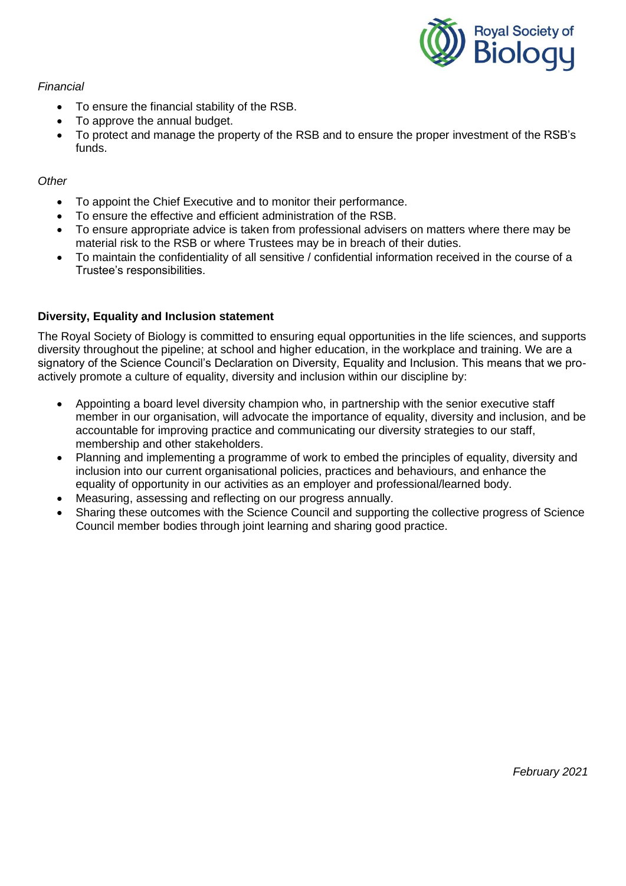*Financial*

- To ensure the financial stability of the RSB.
- To approve the annual budget.
- To protect and manage the property of the RSB and to ensure the proper investment of the RSB's funds.

*Other*

- To appoint the Chief Executive and to monitor their performance.
- To ensure the effective and efficient administration of the RSB.
- To ensure appropriate advice is taken from professional advisers on matters where there may be material risk to the RSB or where Trustees may be in breach of their duties.
- To maintain the confidentiality of all sensitive / confidential information received in the course of a Trustee's responsibilities.

**Diversity, Equality and Inclusion statement**

The Royal Society of Biology is committed to ensuring equal opportunities in the life sciences, and supports diversity throughout the pipeline; at school and higher education, in the workplace and training. We are a signatory of the Science Council's Declaration on Diversity, Equality and Inclusion. This means that we pro-actively promote a culture of equality, diversity and inclusion within our discipline by:

- Appointing a board level diversity champion who, in partnership with the senior executive staff member in our organisation, will advocate the importance of equality, diversity and inclusion, and be accountable for improving practice and communicating our diversity strategies to our staff, membership and other stakeholders.
- Planning and implementing a programme of work to embed the principles of equality, diversity and inclusion into our current organisational policies, practices and behaviours, and enhance the equality of opportunity in our activities as an employer and professional/learned body.
- Measuring, assessing and reflecting on our progress annually.
- Sharing these outcomes with the Science Council and supporting the collective progress of Science Council member bodies through joint learning and sharing good practice.

*February 2021*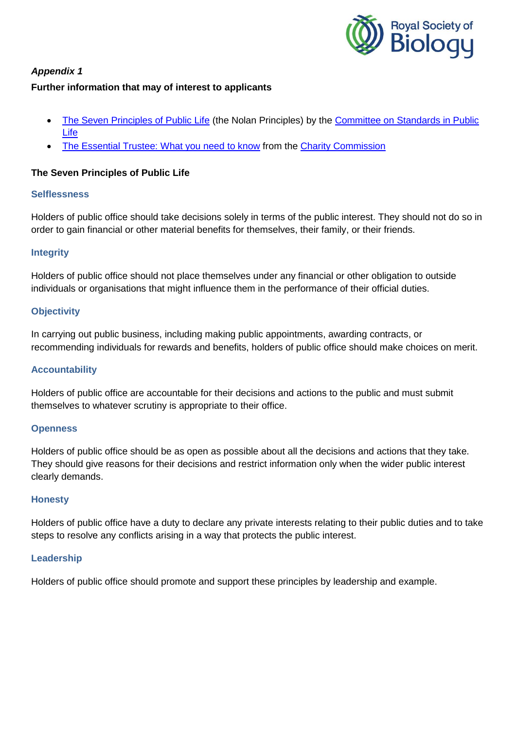*Appendix 1*

**Further information that may of interest to applicants**

- The Seven Principles of Public Life (the Nolan Principles) by the Committee on Standards in Public Life
- The Essential Trustee: What you need to know from the Charity Commission

**The Seven Principles of Public Life**

**Selflessness**

Holders of public office should take decisions solely in terms of the public interest. They should not do so in order to gain financial or other material benefits for themselves, their family, or their friends.

**Integrity**

Holders of public office should not place themselves under any financial or other obligation to outside individuals or organisations that might influence them in the performance of their official duties.

**Objectivity**

In carrying out public business, including making public appointments, awarding contracts, or recommending individuals for rewards and benefits, holders of public office should make choices on merit.

**Accountability**

Holders of public office are accountable for their decisions and actions to the public and must submit themselves to whatever scrutiny is appropriate to their office.

**Openness**

Holders of public office should be as open as possible about all the decisions and actions that they take. They should give reasons for their decisions and restrict information only when the wider public interest clearly demands.

**Honesty**

Holders of public office have a duty to declare any private interests relating to their public duties and to take steps to resolve any conflicts arising in a way that protects the public interest.

**Leadership**

Holders of public office should promote and support these principles by leadership and example.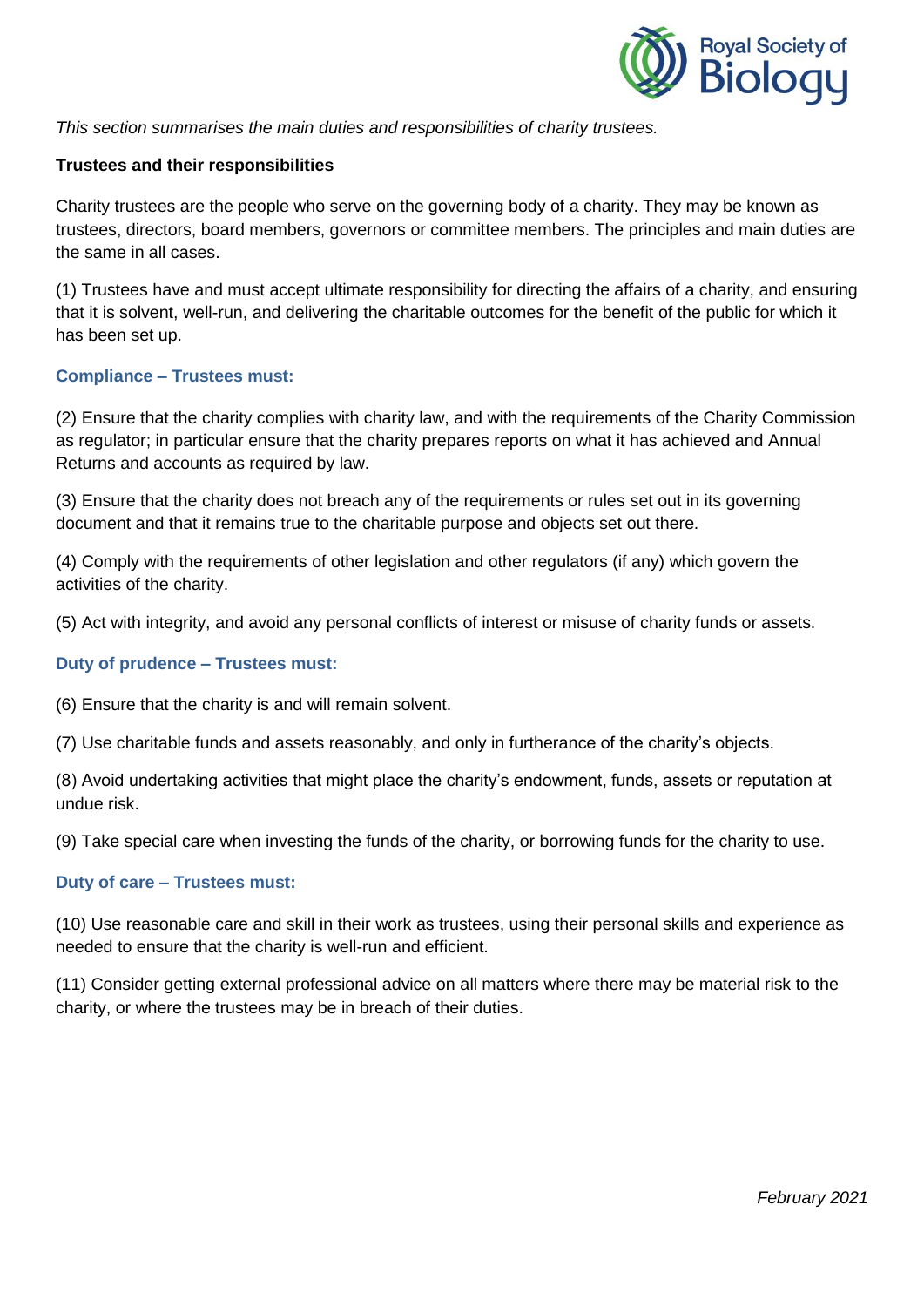*This section summarises the main duties and responsibilities of charity trustees.*

**Trustees and their responsibilities**

Charity trustees are the people who serve on the governing body of a charity. They may be known as trustees, directors, board members, governors or committee members. The principles and main duties are the same in all cases.

(1) Trustees have and must accept ultimate responsibility for directing the affairs of a charity, and ensuring that it is solvent, well-run, and delivering the charitable outcomes for the benefit of the public for which it has been set up.

### Compliance – Trustees must:

(2) Ensure that the charity complies with charity law, and with the requirements of the Charity Commission as regulator; in particular ensure that the charity prepares reports on what it has achieved and Annual Returns and accounts as required by law.

(3) Ensure that the charity does not breach any of the requirements or rules set out in its governing document and that it remains true to the charitable purpose and objects set out there.

(4) Comply with the requirements of other legislation and other regulators (if any) which govern the activities of the charity.

(5) Act with integrity, and avoid any personal conflicts of interest or misuse of charity funds or assets.

### Duty of prudence – Trustees must:

(6) Ensure that the charity is and will remain solvent.

(7) Use charitable funds and assets reasonably, and only in furtherance of the charity's objects.

(8) Avoid undertaking activities that might place the charity's endowment, funds, assets or reputation at undue risk.

(9) Take special care when investing the funds of the charity, or borrowing funds for the charity to use.

### Duty of care – Trustees must:

(10) Use reasonable care and skill in their work as trustees, using their personal skills and experience as needed to ensure that the charity is well-run and efficient.

(11) Consider getting external professional advice on all matters where there may be material risk to the charity, or where the trustees may be in breach of their duties.

*February 2021*